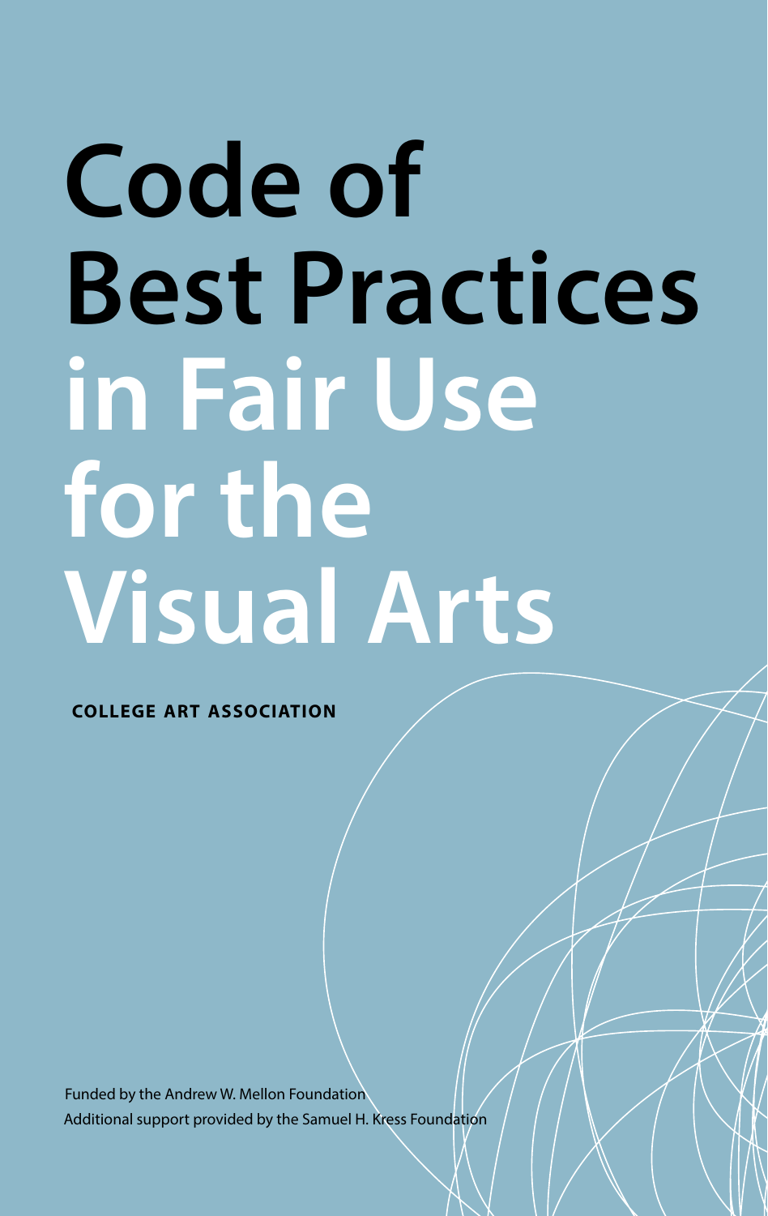# Code of Best Practices in Fair Use for the Visual Arts

**COLLEGE ART ASSOCIATION**

Funded by the Andrew W. Mellon Foundation
Additional support provided by the Samuel H. Kress Foundation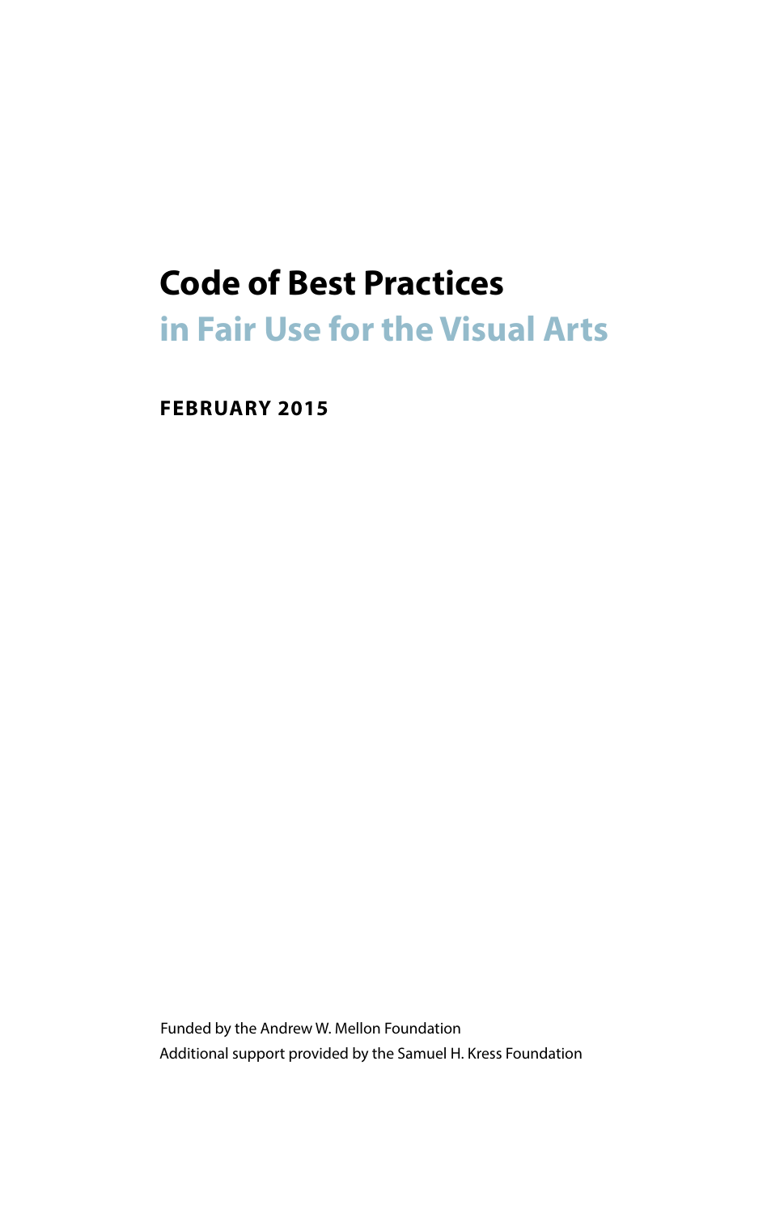# Code of Best Practices
## in Fair Use for the Visual Arts

**FEBRUARY 2015**

Funded by the Andrew W. Mellon Foundation
Additional support provided by the Samuel H. Kress Foundation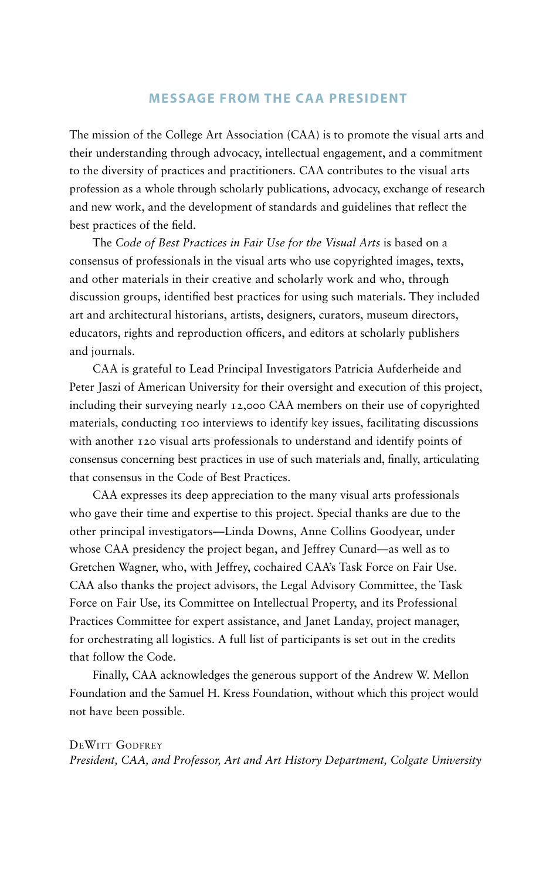## MESSAGE FROM THE CAA PRESIDENT

The mission of the College Art Association (CAA) is to promote the visual arts and their understanding through advocacy, intellectual engagement, and a commitment to the diversity of practices and practitioners. CAA contributes to the visual arts profession as a whole through scholarly publications, advocacy, exchange of research and new work, and the development of standards and guidelines that reflect the best practices of the field.

The *Code of Best Practices in Fair Use for the Visual Arts* is based on a consensus of professionals in the visual arts who use copyrighted images, texts, and other materials in their creative and scholarly work and who, through discussion groups, identified best practices for using such materials. They included art and architectural historians, artists, designers, curators, museum directors, educators, rights and reproduction officers, and editors at scholarly publishers and journals.

CAA is grateful to Lead Principal Investigators Patricia Aufderheide and Peter Jaszi of American University for their oversight and execution of this project, including their surveying nearly 12,000 CAA members on their use of copyrighted materials, conducting 100 interviews to identify key issues, facilitating discussions with another 120 visual arts professionals to understand and identify points of consensus concerning best practices in use of such materials and, finally, articulating that consensus in the Code of Best Practices.

CAA expresses its deep appreciation to the many visual arts professionals who gave their time and expertise to this project. Special thanks are due to the other principal investigators—Linda Downs, Anne Collins Goodyear, under whose CAA presidency the project began, and Jeffrey Cunard—as well as to Gretchen Wagner, who, with Jeffrey, cochaired CAA's Task Force on Fair Use. CAA also thanks the project advisors, the Legal Advisory Committee, the Task Force on Fair Use, its Committee on Intellectual Property, and its Professional Practices Committee for expert assistance, and Janet Landay, project manager, for orchestrating all logistics. A full list of participants is set out in the credits that follow the Code.

Finally, CAA acknowledges the generous support of the Andrew W. Mellon Foundation and the Samuel H. Kress Foundation, without which this project would not have been possible.

DeWitt Godfrey
*President, CAA, and Professor, Art and Art History Department, Colgate University*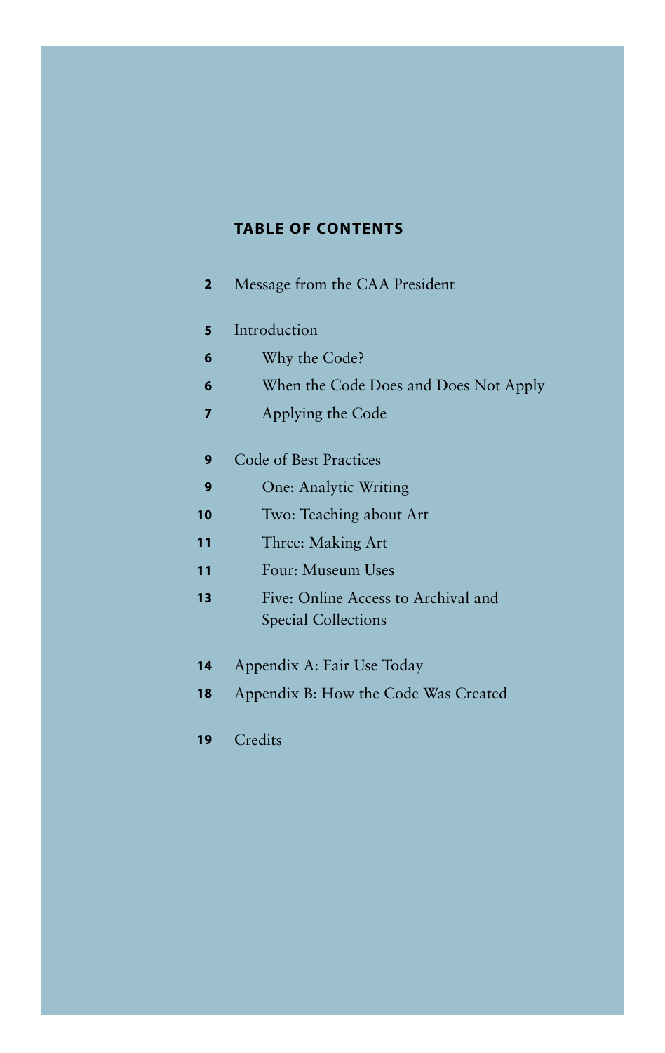## TABLE OF CONTENTS

| | |
|---|---|
| 2 | Message from the CAA President |
| 5 | Introduction |
| 6 | Why the Code? |
| 6 | When the Code Does and Does Not Apply |
| 7 | Applying the Code |
| 9 | Code of Best Practices |
| 9 | One: Analytic Writing |
| 10 | Two: Teaching about Art |
| 11 | Three: Making Art |
| 11 | Four: Museum Uses |
| 13 | Five: Online Access to Archival and Special Collections |
| 14 | Appendix A: Fair Use Today |
| 18 | Appendix B: How the Code Was Created |
| 19 | Credits |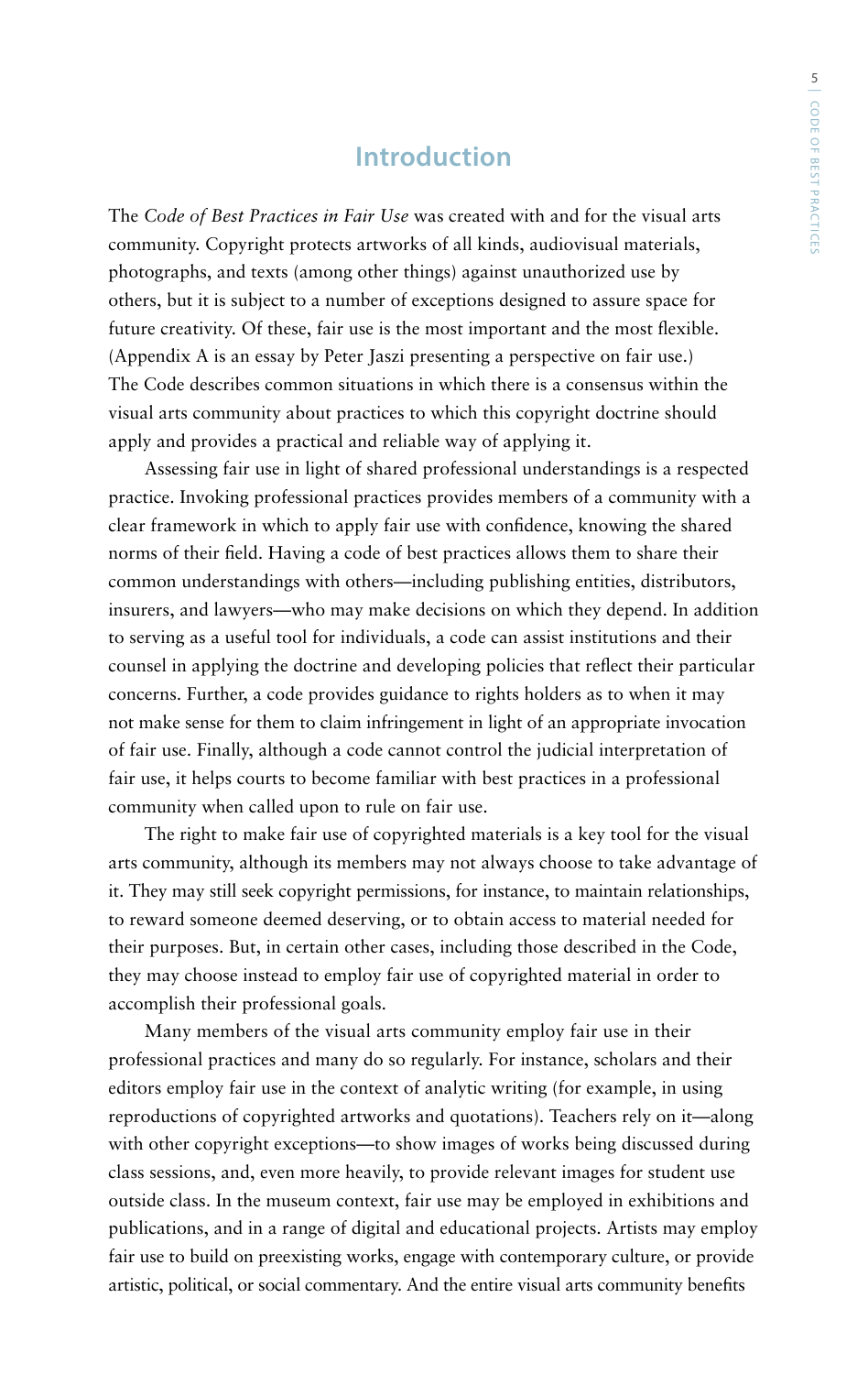# Introduction

The *Code of Best Practices in Fair Use* was created with and for the visual arts community. Copyright protects artworks of all kinds, audiovisual materials, photographs, and texts (among other things) against unauthorized use by others, but it is subject to a number of exceptions designed to assure space for future creativity. Of these, fair use is the most important and the most flexible. (Appendix A is an essay by Peter Jaszi presenting a perspective on fair use.) The Code describes common situations in which there is a consensus within the visual arts community about practices to which this copyright doctrine should apply and provides a practical and reliable way of applying it.

Assessing fair use in light of shared professional understandings is a respected practice. Invoking professional practices provides members of a community with a clear framework in which to apply fair use with confidence, knowing the shared norms of their field. Having a code of best practices allows them to share their common understandings with others—including publishing entities, distributors, insurers, and lawyers—who may make decisions on which they depend. In addition to serving as a useful tool for individuals, a code can assist institutions and their counsel in applying the doctrine and developing policies that reflect their particular concerns. Further, a code provides guidance to rights holders as to when it may not make sense for them to claim infringement in light of an appropriate invocation of fair use. Finally, although a code cannot control the judicial interpretation of fair use, it helps courts to become familiar with best practices in a professional community when called upon to rule on fair use.

The right to make fair use of copyrighted materials is a key tool for the visual arts community, although its members may not always choose to take advantage of it. They may still seek copyright permissions, for instance, to maintain relationships, to reward someone deemed deserving, or to obtain access to material needed for their purposes. But, in certain other cases, including those described in the Code, they may choose instead to employ fair use of copyrighted material in order to accomplish their professional goals.

Many members of the visual arts community employ fair use in their professional practices and many do so regularly. For instance, scholars and their editors employ fair use in the context of analytic writing (for example, in using reproductions of copyrighted artworks and quotations). Teachers rely on it—along with other copyright exceptions—to show images of works being discussed during class sessions, and, even more heavily, to provide relevant images for student use outside class. In the museum context, fair use may be employed in exhibitions and publications, and in a range of digital and educational projects. Artists may employ fair use to build on preexisting works, engage with contemporary culture, or provide artistic, political, or social commentary. And the entire visual arts community benefits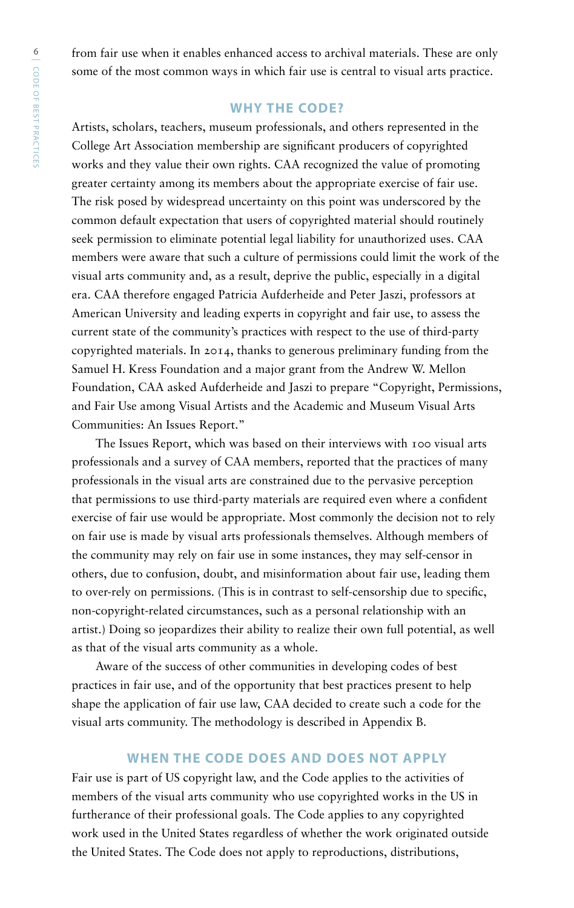from fair use when it enables enhanced access to archival materials. These are only some of the most common ways in which fair use is central to visual arts practice.

## WHY THE CODE?

Artists, scholars, teachers, museum professionals, and others represented in the College Art Association membership are significant producers of copyrighted works and they value their own rights. CAA recognized the value of promoting greater certainty among its members about the appropriate exercise of fair use. The risk posed by widespread uncertainty on this point was underscored by the common default expectation that users of copyrighted material should routinely seek permission to eliminate potential legal liability for unauthorized uses. CAA members were aware that such a culture of permissions could limit the work of the visual arts community and, as a result, deprive the public, especially in a digital era. CAA therefore engaged Patricia Aufderheide and Peter Jaszi, professors at American University and leading experts in copyright and fair use, to assess the current state of the community's practices with respect to the use of third-party copyrighted materials. In 2014, thanks to generous preliminary funding from the Samuel H. Kress Foundation and a major grant from the Andrew W. Mellon Foundation, CAA asked Aufderheide and Jaszi to prepare "Copyright, Permissions, and Fair Use among Visual Artists and the Academic and Museum Visual Arts Communities: An Issues Report."

The Issues Report, which was based on their interviews with 100 visual arts professionals and a survey of CAA members, reported that the practices of many professionals in the visual arts are constrained due to the pervasive perception that permissions to use third-party materials are required even where a confident exercise of fair use would be appropriate. Most commonly the decision not to rely on fair use is made by visual arts professionals themselves. Although members of the community may rely on fair use in some instances, they may self-censor in others, due to confusion, doubt, and misinformation about fair use, leading them to over-rely on permissions. (This is in contrast to self-censorship due to specific, non-copyright-related circumstances, such as a personal relationship with an artist.) Doing so jeopardizes their ability to realize their own full potential, as well as that of the visual arts community as a whole.

Aware of the success of other communities in developing codes of best practices in fair use, and of the opportunity that best practices present to help shape the application of fair use law, CAA decided to create such a code for the visual arts community. The methodology is described in Appendix B.

## WHEN THE CODE DOES AND DOES NOT APPLY

Fair use is part of US copyright law, and the Code applies to the activities of members of the visual arts community who use copyrighted works in the US in furtherance of their professional goals. The Code applies to any copyrighted work used in the United States regardless of whether the work originated outside the United States. The Code does not apply to reproductions, distributions,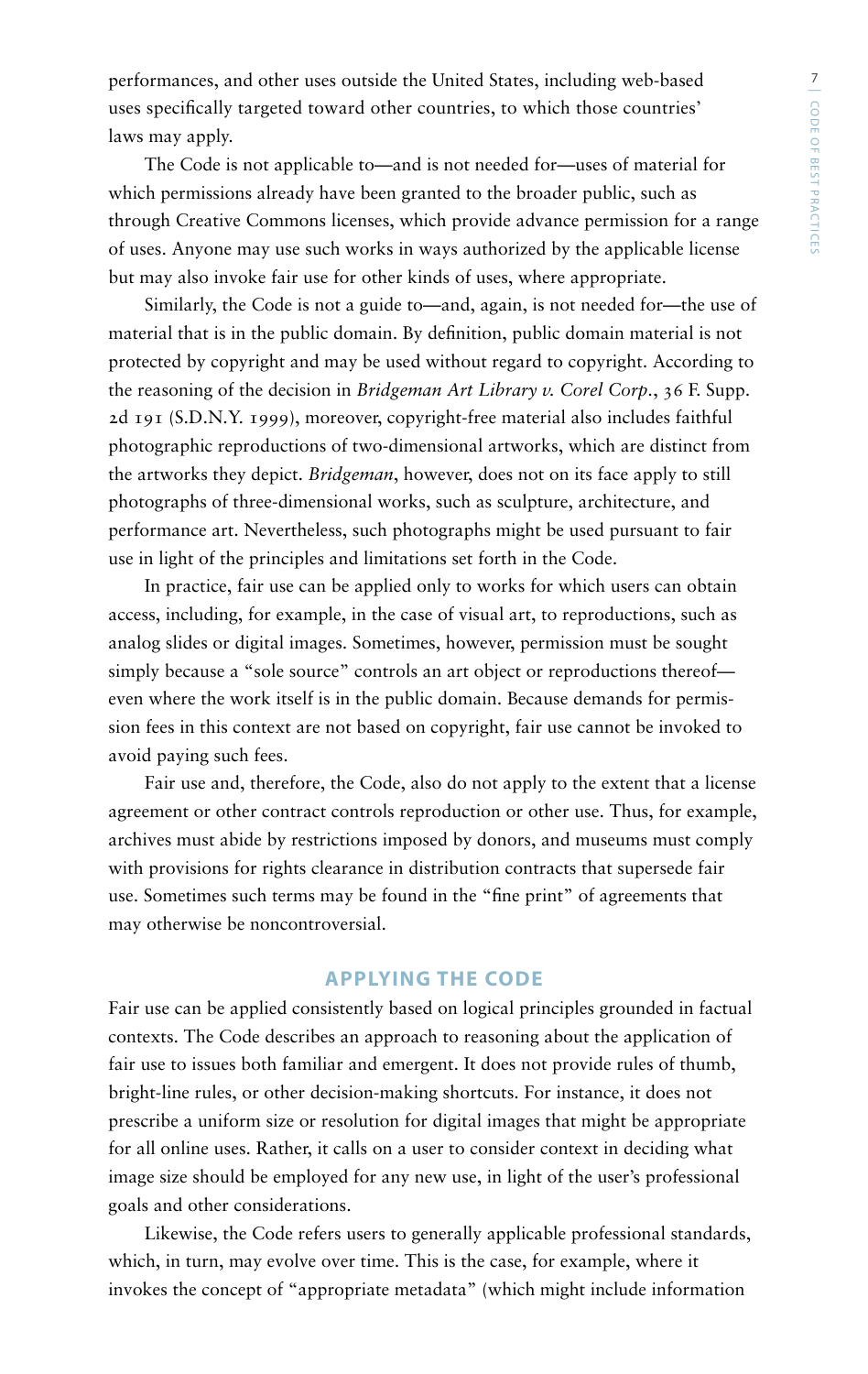performances, and other uses outside the United States, including web-based uses specifically targeted toward other countries, to which those countries' laws may apply.

The Code is not applicable to—and is not needed for—uses of material for which permissions already have been granted to the broader public, such as through Creative Commons licenses, which provide advance permission for a range of uses. Anyone may use such works in ways authorized by the applicable license but may also invoke fair use for other kinds of uses, where appropriate.

Similarly, the Code is not a guide to—and, again, is not needed for—the use of material that is in the public domain. By definition, public domain material is not protected by copyright and may be used without regard to copyright. According to the reasoning of the decision in *Bridgeman Art Library v. Corel Corp.*, 36 F. Supp. 2d 191 (S.D.N.Y. 1999), moreover, copyright-free material also includes faithful photographic reproductions of two-dimensional artworks, which are distinct from the artworks they depict. *Bridgeman*, however, does not on its face apply to still photographs of three-dimensional works, such as sculpture, architecture, and performance art. Nevertheless, such photographs might be used pursuant to fair use in light of the principles and limitations set forth in the Code.

In practice, fair use can be applied only to works for which users can obtain access, including, for example, in the case of visual art, to reproductions, such as analog slides or digital images. Sometimes, however, permission must be sought simply because a "sole source" controls an art object or reproductions thereof—even where the work itself is in the public domain. Because demands for permission fees in this context are not based on copyright, fair use cannot be invoked to avoid paying such fees.

Fair use and, therefore, the Code, also do not apply to the extent that a license agreement or other contract controls reproduction or other use. Thus, for example, archives must abide by restrictions imposed by donors, and museums must comply with provisions for rights clearance in distribution contracts that supersede fair use. Sometimes such terms may be found in the "fine print" of agreements that may otherwise be noncontroversial.

## APPLYING THE CODE

Fair use can be applied consistently based on logical principles grounded in factual contexts. The Code describes an approach to reasoning about the application of fair use to issues both familiar and emergent. It does not provide rules of thumb, bright-line rules, or other decision-making shortcuts. For instance, it does not prescribe a uniform size or resolution for digital images that might be appropriate for all online uses. Rather, it calls on a user to consider context in deciding what image size should be employed for any new use, in light of the user's professional goals and other considerations.

Likewise, the Code refers users to generally applicable professional standards, which, in turn, may evolve over time. This is the case, for example, where it invokes the concept of "appropriate metadata" (which might include information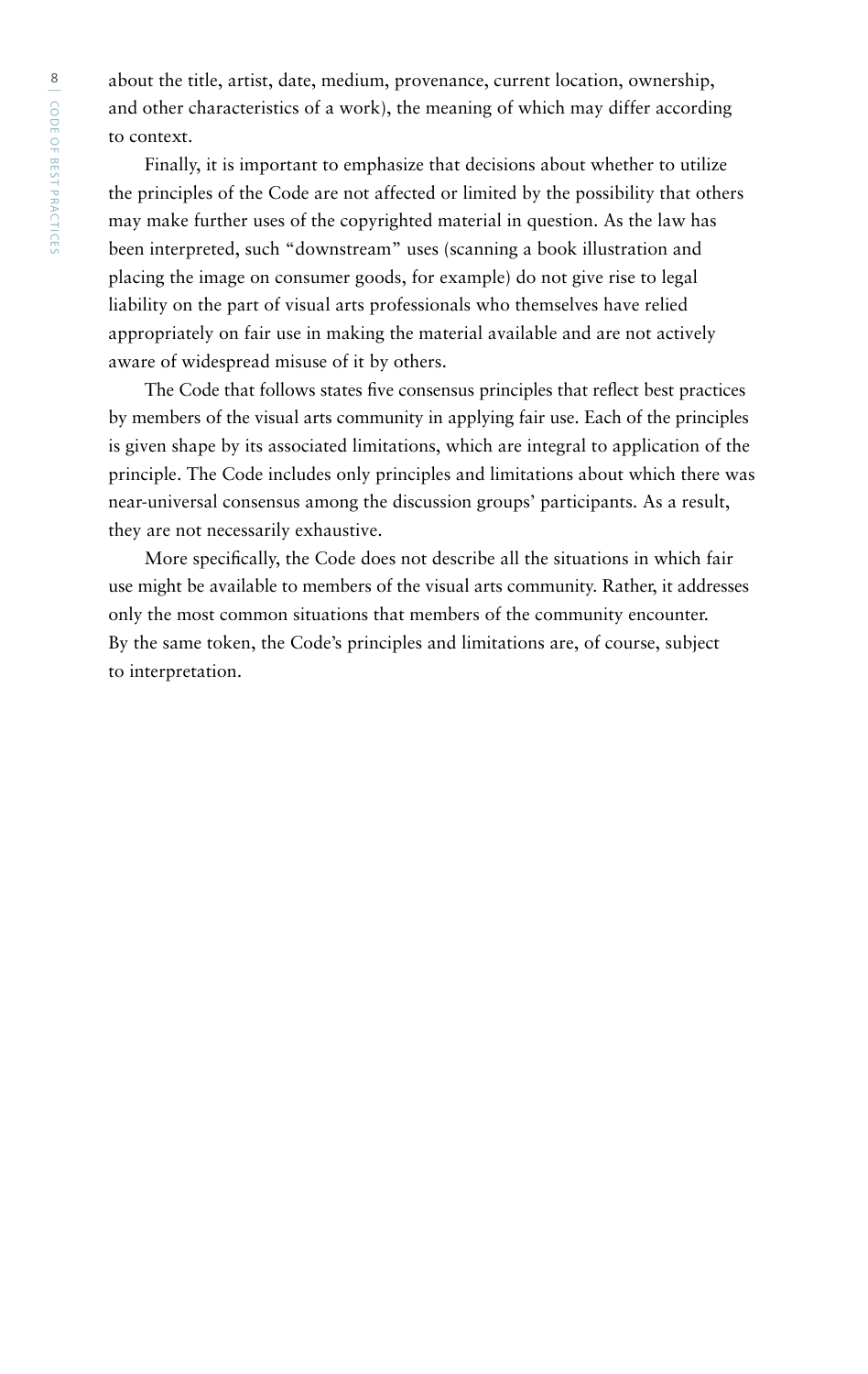about the title, artist, date, medium, provenance, current location, ownership, and other characteristics of a work), the meaning of which may differ according to context.

Finally, it is important to emphasize that decisions about whether to utilize the principles of the Code are not affected or limited by the possibility that others may make further uses of the copyrighted material in question. As the law has been interpreted, such "downstream" uses (scanning a book illustration and placing the image on consumer goods, for example) do not give rise to legal liability on the part of visual arts professionals who themselves have relied appropriately on fair use in making the material available and are not actively aware of widespread misuse of it by others.

The Code that follows states five consensus principles that reflect best practices by members of the visual arts community in applying fair use. Each of the principles is given shape by its associated limitations, which are integral to application of the principle. The Code includes only principles and limitations about which there was near-universal consensus among the discussion groups' participants. As a result, they are not necessarily exhaustive.

More specifically, the Code does not describe all the situations in which fair use might be available to members of the visual arts community. Rather, it addresses only the most common situations that members of the community encounter. By the same token, the Code's principles and limitations are, of course, subject to interpretation.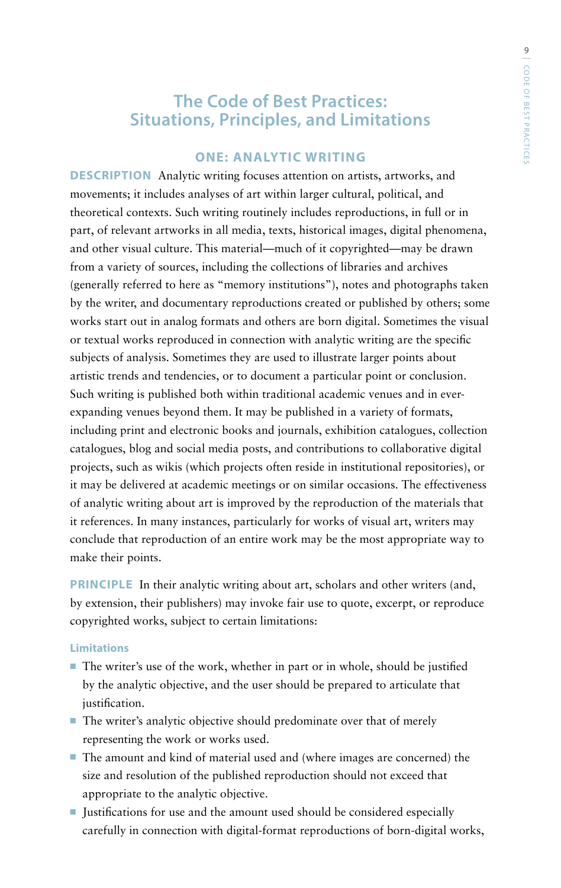# The Code of Best Practices: Situations, Principles, and Limitations

## ONE: ANALYTIC WRITING

**DESCRIPTION** Analytic writing focuses attention on artists, artworks, and movements; it includes analyses of art within larger cultural, political, and theoretical contexts. Such writing routinely includes reproductions, in full or in part, of relevant artworks in all media, texts, historical images, digital phenomena, and other visual culture. This material—much of it copyrighted—may be drawn from a variety of sources, including the collections of libraries and archives (generally referred to here as "memory institutions"), notes and photographs taken by the writer, and documentary reproductions created or published by others; some works start out in analog formats and others are born digital. Sometimes the visual or textual works reproduced in connection with analytic writing are the specific subjects of analysis. Sometimes they are used to illustrate larger points about artistic trends and tendencies, or to document a particular point or conclusion. Such writing is published both within traditional academic venues and in ever-expanding venues beyond them. It may be published in a variety of formats, including print and electronic books and journals, exhibition catalogues, collection catalogues, blog and social media posts, and contributions to collaborative digital projects, such as wikis (which projects often reside in institutional repositories), or it may be delivered at academic meetings or on similar occasions. The effectiveness of analytic writing about art is improved by the reproduction of the materials that it references. In many instances, particularly for works of visual art, writers may conclude that reproduction of an entire work may be the most appropriate way to make their points.

**PRINCIPLE** In their analytic writing about art, scholars and other writers (and, by extension, their publishers) may invoke fair use to quote, excerpt, or reproduce copyrighted works, subject to certain limitations:

#### Limitations

- The writer's use of the work, whether in part or in whole, should be justified by the analytic objective, and the user should be prepared to articulate that justification.
- The writer's analytic objective should predominate over that of merely representing the work or works used.
- The amount and kind of material used and (where images are concerned) the size and resolution of the published reproduction should not exceed that appropriate to the analytic objective.
- Justifications for use and the amount used should be considered especially carefully in connection with digital-format reproductions of born-digital works,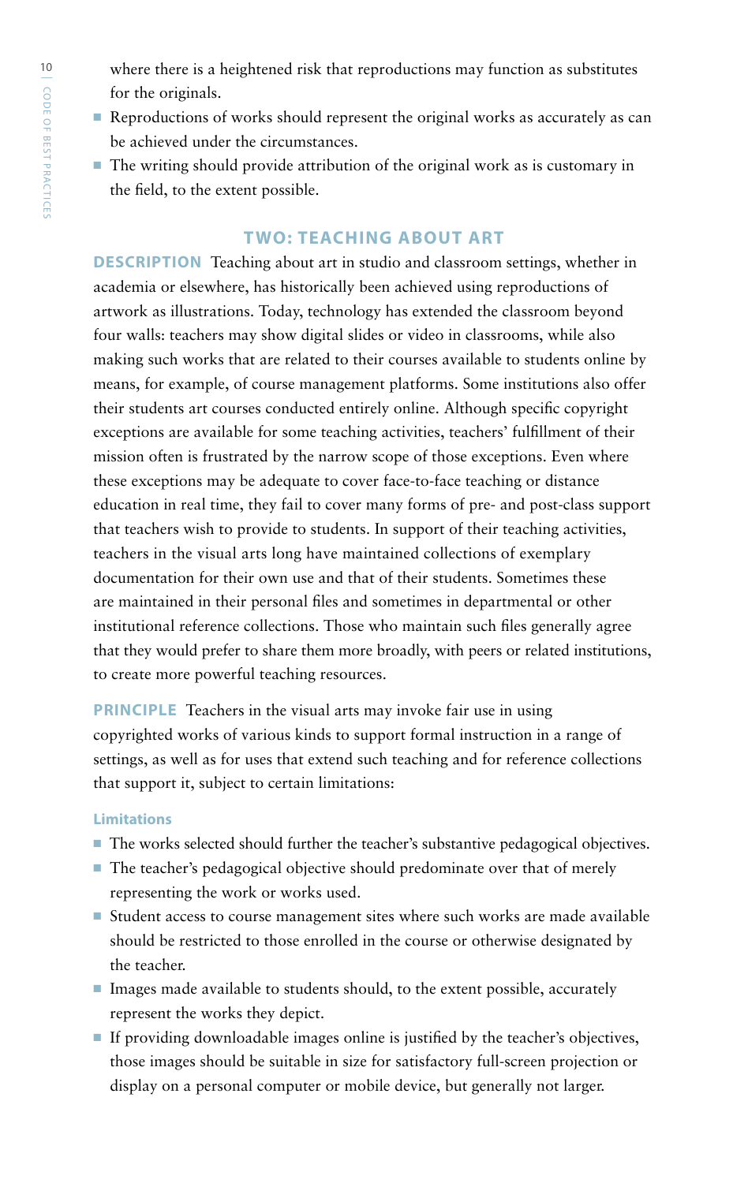where there is a heightened risk that reproductions may function as substitutes for the originals.

- Reproductions of works should represent the original works as accurately as can be achieved under the circumstances.
- The writing should provide attribution of the original work as is customary in the field, to the extent possible.

## TWO: TEACHING ABOUT ART

**DESCRIPTION** Teaching about art in studio and classroom settings, whether in academia or elsewhere, has historically been achieved using reproductions of artwork as illustrations. Today, technology has extended the classroom beyond four walls: teachers may show digital slides or video in classrooms, while also making such works that are related to their courses available to students online by means, for example, of course management platforms. Some institutions also offer their students art courses conducted entirely online. Although specific copyright exceptions are available for some teaching activities, teachers' fulfillment of their mission often is frustrated by the narrow scope of those exceptions. Even where these exceptions may be adequate to cover face-to-face teaching or distance education in real time, they fail to cover many forms of pre- and post-class support that teachers wish to provide to students. In support of their teaching activities, teachers in the visual arts long have maintained collections of exemplary documentation for their own use and that of their students. Sometimes these are maintained in their personal files and sometimes in departmental or other institutional reference collections. Those who maintain such files generally agree that they would prefer to share them more broadly, with peers or related institutions, to create more powerful teaching resources.

**PRINCIPLE** Teachers in the visual arts may invoke fair use in using copyrighted works of various kinds to support formal instruction in a range of settings, as well as for uses that extend such teaching and for reference collections that support it, subject to certain limitations:

### Limitations

- The works selected should further the teacher's substantive pedagogical objectives.
- The teacher's pedagogical objective should predominate over that of merely representing the work or works used.
- Student access to course management sites where such works are made available should be restricted to those enrolled in the course or otherwise designated by the teacher.
- Images made available to students should, to the extent possible, accurately represent the works they depict.
- If providing downloadable images online is justified by the teacher's objectives, those images should be suitable in size for satisfactory full-screen projection or display on a personal computer or mobile device, but generally not larger.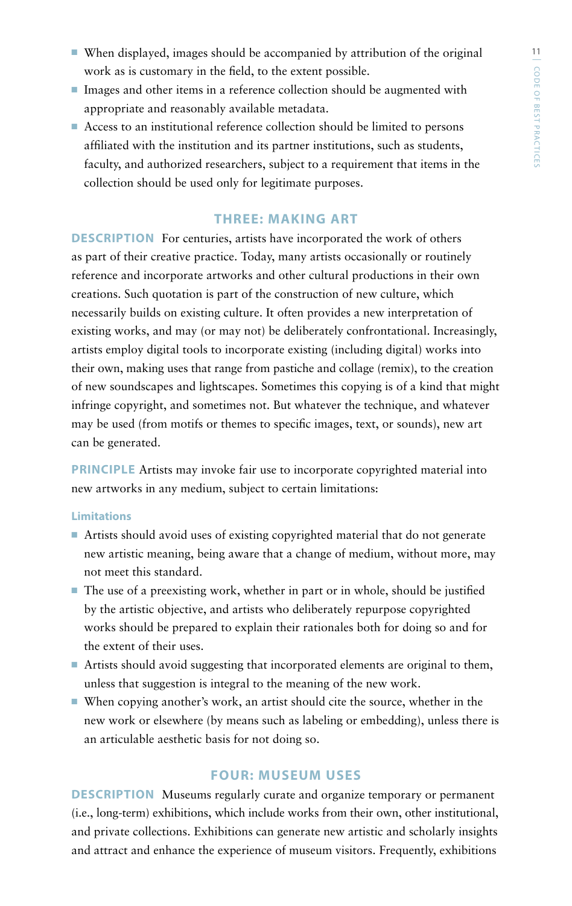- When displayed, images should be accompanied by attribution of the original work as is customary in the field, to the extent possible.
- Images and other items in a reference collection should be augmented with appropriate and reasonably available metadata.
- Access to an institutional reference collection should be limited to persons affiliated with the institution and its partner institutions, such as students, faculty, and authorized researchers, subject to a requirement that items in the collection should be used only for legitimate purposes.

## THREE: MAKING ART

**DESCRIPTION** For centuries, artists have incorporated the work of others as part of their creative practice. Today, many artists occasionally or routinely reference and incorporate artworks and other cultural productions in their own creations. Such quotation is part of the construction of new culture, which necessarily builds on existing culture. It often provides a new interpretation of existing works, and may (or may not) be deliberately confrontational. Increasingly, artists employ digital tools to incorporate existing (including digital) works into their own, making uses that range from pastiche and collage (remix), to the creation of new soundscapes and lightscapes. Sometimes this copying is of a kind that might infringe copyright, and sometimes not. But whatever the technique, and whatever may be used (from motifs or themes to specific images, text, or sounds), new art can be generated.

**PRINCIPLE** Artists may invoke fair use to incorporate copyrighted material into new artworks in any medium, subject to certain limitations:

**Limitations**

- Artists should avoid uses of existing copyrighted material that do not generate new artistic meaning, being aware that a change of medium, without more, may not meet this standard.
- The use of a preexisting work, whether in part or in whole, should be justified by the artistic objective, and artists who deliberately repurpose copyrighted works should be prepared to explain their rationales both for doing so and for the extent of their uses.
- Artists should avoid suggesting that incorporated elements are original to them, unless that suggestion is integral to the meaning of the new work.
- When copying another's work, an artist should cite the source, whether in the new work or elsewhere (by means such as labeling or embedding), unless there is an articulable aesthetic basis for not doing so.

## FOUR: MUSEUM USES

**DESCRIPTION** Museums regularly curate and organize temporary or permanent (i.e., long-term) exhibitions, which include works from their own, other institutional, and private collections. Exhibitions can generate new artistic and scholarly insights and attract and enhance the experience of museum visitors. Frequently, exhibitions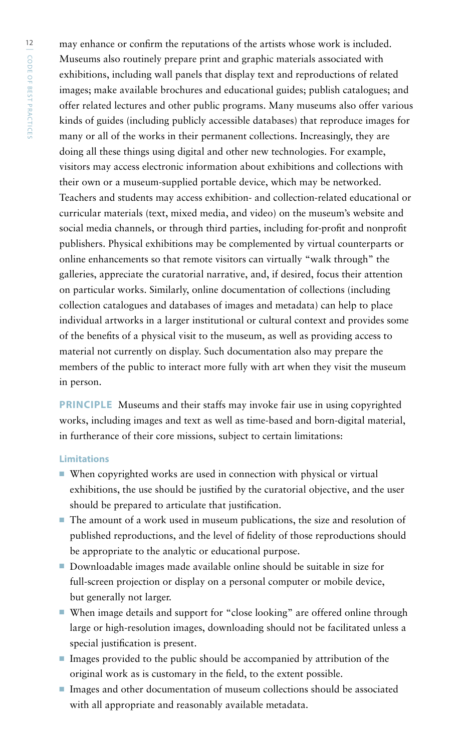may enhance or confirm the reputations of the artists whose work is included. Museums also routinely prepare print and graphic materials associated with exhibitions, including wall panels that display text and reproductions of related images; make available brochures and educational guides; publish catalogues; and offer related lectures and other public programs. Many museums also offer various kinds of guides (including publicly accessible databases) that reproduce images for many or all of the works in their permanent collections. Increasingly, they are doing all these things using digital and other new technologies. For example, visitors may access electronic information about exhibitions and collections with their own or a museum-supplied portable device, which may be networked. Teachers and students may access exhibition- and collection-related educational or curricular materials (text, mixed media, and video) on the museum's website and social media channels, or through third parties, including for-profit and nonprofit publishers. Physical exhibitions may be complemented by virtual counterparts or online enhancements so that remote visitors can virtually "walk through" the galleries, appreciate the curatorial narrative, and, if desired, focus their attention on particular works. Similarly, online documentation of collections (including collection catalogues and databases of images and metadata) can help to place individual artworks in a larger institutional or cultural context and provides some of the benefits of a physical visit to the museum, as well as providing access to material not currently on display. Such documentation also may prepare the members of the public to interact more fully with art when they visit the museum in person.

**PRINCIPLE** Museums and their staffs may invoke fair use in using copyrighted works, including images and text as well as time-based and born-digital material, in furtherance of their core missions, subject to certain limitations:

**Limitations**

- When copyrighted works are used in connection with physical or virtual exhibitions, the use should be justified by the curatorial objective, and the user should be prepared to articulate that justification.
- The amount of a work used in museum publications, the size and resolution of published reproductions, and the level of fidelity of those reproductions should be appropriate to the analytic or educational purpose.
- Downloadable images made available online should be suitable in size for full-screen projection or display on a personal computer or mobile device, but generally not larger.
- When image details and support for "close looking" are offered online through large or high-resolution images, downloading should not be facilitated unless a special justification is present.
- Images provided to the public should be accompanied by attribution of the original work as is customary in the field, to the extent possible.
- Images and other documentation of museum collections should be associated with all appropriate and reasonably available metadata.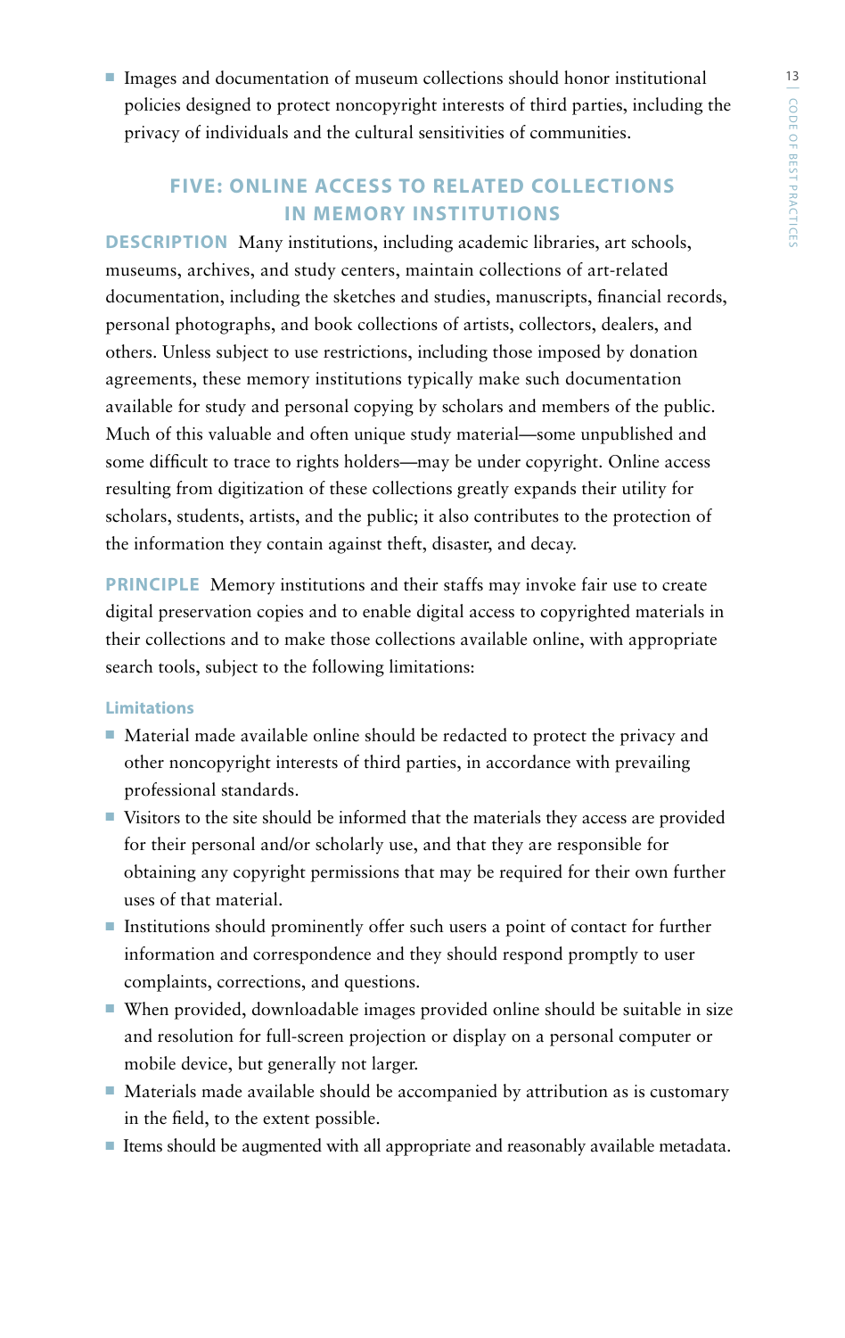- Images and documentation of museum collections should honor institutional policies designed to protect noncopyright interests of third parties, including the privacy of individuals and the cultural sensitivities of communities.

## FIVE: ONLINE ACCESS TO RELATED COLLECTIONS IN MEMORY INSTITUTIONS

**DESCRIPTION** Many institutions, including academic libraries, art schools, museums, archives, and study centers, maintain collections of art-related documentation, including the sketches and studies, manuscripts, financial records, personal photographs, and book collections of artists, collectors, dealers, and others. Unless subject to use restrictions, including those imposed by donation agreements, these memory institutions typically make such documentation available for study and personal copying by scholars and members of the public. Much of this valuable and often unique study material—some unpublished and some difficult to trace to rights holders—may be under copyright. Online access resulting from digitization of these collections greatly expands their utility for scholars, students, artists, and the public; it also contributes to the protection of the information they contain against theft, disaster, and decay.

**PRINCIPLE** Memory institutions and their staffs may invoke fair use to create digital preservation copies and to enable digital access to copyrighted materials in their collections and to make those collections available online, with appropriate search tools, subject to the following limitations:

### Limitations

- Material made available online should be redacted to protect the privacy and other noncopyright interests of third parties, in accordance with prevailing professional standards.
- Visitors to the site should be informed that the materials they access are provided for their personal and/or scholarly use, and that they are responsible for obtaining any copyright permissions that may be required for their own further uses of that material.
- Institutions should prominently offer such users a point of contact for further information and correspondence and they should respond promptly to user complaints, corrections, and questions.
- When provided, downloadable images provided online should be suitable in size and resolution for full-screen projection or display on a personal computer or mobile device, but generally not larger.
- Materials made available should be accompanied by attribution as is customary in the field, to the extent possible.
- Items should be augmented with all appropriate and reasonably available metadata.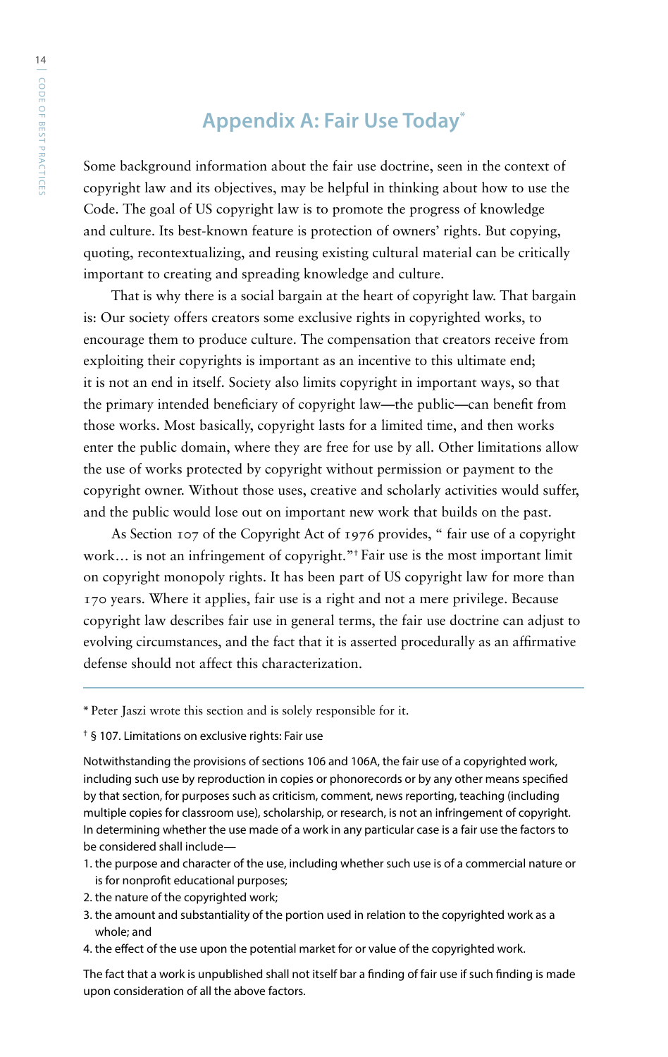## Appendix A: Fair Use Today*

Some background information about the fair use doctrine, seen in the context of copyright law and its objectives, may be helpful in thinking about how to use the Code. The goal of US copyright law is to promote the progress of knowledge and culture. Its best-known feature is protection of owners' rights. But copying, quoting, recontextualizing, and reusing existing cultural material can be critically important to creating and spreading knowledge and culture.

That is why there is a social bargain at the heart of copyright law. That bargain is: Our society offers creators some exclusive rights in copyrighted works, to encourage them to produce culture. The compensation that creators receive from exploiting their copyrights is important as an incentive to this ultimate end; it is not an end in itself. Society also limits copyright in important ways, so that the primary intended beneficiary of copyright law—the public—can benefit from those works. Most basically, copyright lasts for a limited time, and then works enter the public domain, where they are free for use by all. Other limitations allow the use of works protected by copyright without permission or payment to the copyright owner. Without those uses, creative and scholarly activities would suffer, and the public would lose out on important new work that builds on the past.

As Section 107 of the Copyright Act of 1976 provides, " fair use of a copyright work… is not an infringement of copyright."† Fair use is the most important limit on copyright monopoly rights. It has been part of US copyright law for more than 170 years. Where it applies, fair use is a right and not a mere privilege. Because copyright law describes fair use in general terms, the fair use doctrine can adjust to evolving circumstances, and the fact that it is asserted procedurally as an affirmative defense should not affect this characterization.

---

* Peter Jaszi wrote this section and is solely responsible for it.

† § 107. Limitations on exclusive rights: Fair use

Notwithstanding the provisions of sections 106 and 106A, the fair use of a copyrighted work, including such use by reproduction in copies or phonorecords or by any other means specified by that section, for purposes such as criticism, comment, news reporting, teaching (including multiple copies for classroom use), scholarship, or research, is not an infringement of copyright. In determining whether the use made of a work in any particular case is a fair use the factors to be considered shall include—

1. the purpose and character of the use, including whether such use is of a commercial nature or is for nonprofit educational purposes;
2. the nature of the copyrighted work;
3. the amount and substantiality of the portion used in relation to the copyrighted work as a whole; and
4. the effect of the use upon the potential market for or value of the copyrighted work.

The fact that a work is unpublished shall not itself bar a finding of fair use if such finding is made upon consideration of all the above factors.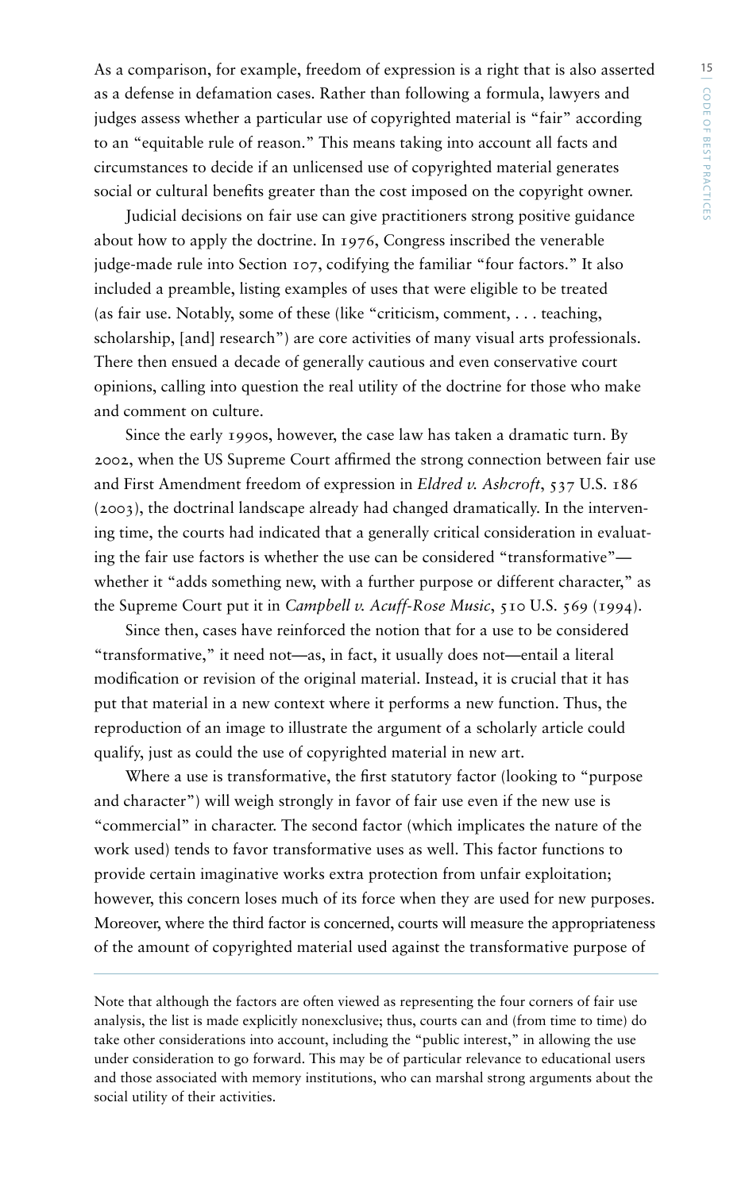As a comparison, for example, freedom of expression is a right that is also asserted as a defense in defamation cases. Rather than following a formula, lawyers and judges assess whether a particular use of copyrighted material is "fair" according to an "equitable rule of reason." This means taking into account all facts and circumstances to decide if an unlicensed use of copyrighted material generates social or cultural benefits greater than the cost imposed on the copyright owner.

Judicial decisions on fair use can give practitioners strong positive guidance about how to apply the doctrine. In 1976, Congress inscribed the venerable judge-made rule into Section 107, codifying the familiar "four factors." It also included a preamble, listing examples of uses that were eligible to be treated (as fair use. Notably, some of these (like "criticism, comment, . . . teaching, scholarship, [and] research") are core activities of many visual arts professionals. There then ensued a decade of generally cautious and even conservative court opinions, calling into question the real utility of the doctrine for those who make and comment on culture.

Since the early 1990s, however, the case law has taken a dramatic turn. By 2002, when the US Supreme Court affirmed the strong connection between fair use and First Amendment freedom of expression in *Eldred v. Ashcroft*, 537 U.S. 186 (2003), the doctrinal landscape already had changed dramatically. In the intervening time, the courts had indicated that a generally critical consideration in evaluating the fair use factors is whether the use can be considered "transformative"—whether it "adds something new, with a further purpose or different character," as the Supreme Court put it in *Campbell v. Acuff-Rose Music*, 510 U.S. 569 (1994).

Since then, cases have reinforced the notion that for a use to be considered "transformative," it need not—as, in fact, it usually does not—entail a literal modification or revision of the original material. Instead, it is crucial that it has put that material in a new context where it performs a new function. Thus, the reproduction of an image to illustrate the argument of a scholarly article could qualify, just as could the use of copyrighted material in new art.

Where a use is transformative, the first statutory factor (looking to "purpose and character") will weigh strongly in favor of fair use even if the new use is "commercial" in character. The second factor (which implicates the nature of the work used) tends to favor transformative uses as well. This factor functions to provide certain imaginative works extra protection from unfair exploitation; however, this concern loses much of its force when they are used for new purposes. Moreover, where the third factor is concerned, courts will measure the appropriateness of the amount of copyrighted material used against the transformative purpose of

---

Note that although the factors are often viewed as representing the four corners of fair use analysis, the list is made explicitly nonexclusive; thus, courts can and (from time to time) do take other considerations into account, including the "public interest," in allowing the use under consideration to go forward. This may be of particular relevance to educational users and those associated with memory institutions, who can marshal strong arguments about the social utility of their activities.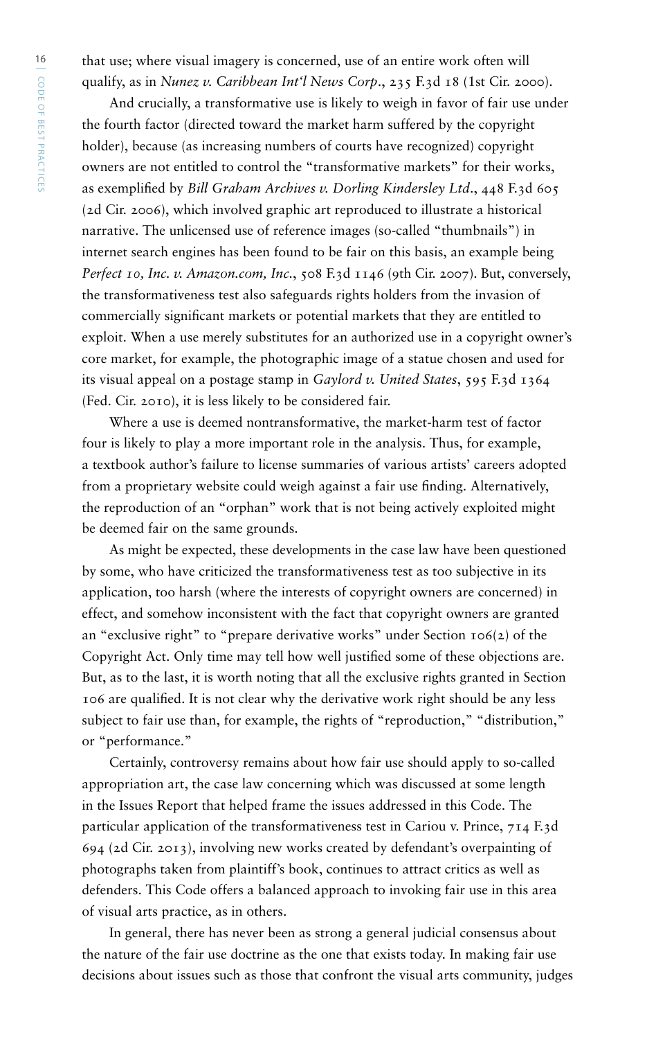that use; where visual imagery is concerned, use of an entire work often will qualify, as in *Nunez v. Caribbean Int'l News Corp*., 235 F.3d 18 (1st Cir. 2000).

And crucially, a transformative use is likely to weigh in favor of fair use under the fourth factor (directed toward the market harm suffered by the copyright holder), because (as increasing numbers of courts have recognized) copyright owners are not entitled to control the "transformative markets" for their works, as exemplified by *Bill Graham Archives v. Dorling Kindersley Ltd*., 448 F.3d 605 (2d Cir. 2006), which involved graphic art reproduced to illustrate a historical narrative. The unlicensed use of reference images (so-called "thumbnails") in internet search engines has been found to be fair on this basis, an example being *Perfect 10, Inc. v. Amazon.com, Inc*., 508 F.3d 1146 (9th Cir. 2007). But, conversely, the transformativeness test also safeguards rights holders from the invasion of commercially significant markets or potential markets that they are entitled to exploit. When a use merely substitutes for an authorized use in a copyright owner's core market, for example, the photographic image of a statue chosen and used for its visual appeal on a postage stamp in *Gaylord v. United States*, 595 F.3d 1364 (Fed. Cir. 2010), it is less likely to be considered fair.

Where a use is deemed nontransformative, the market-harm test of factor four is likely to play a more important role in the analysis. Thus, for example, a textbook author's failure to license summaries of various artists' careers adopted from a proprietary website could weigh against a fair use finding. Alternatively, the reproduction of an "orphan" work that is not being actively exploited might be deemed fair on the same grounds.

As might be expected, these developments in the case law have been questioned by some, who have criticized the transformativeness test as too subjective in its application, too harsh (where the interests of copyright owners are concerned) in effect, and somehow inconsistent with the fact that copyright owners are granted an "exclusive right" to "prepare derivative works" under Section 106(2) of the Copyright Act. Only time may tell how well justified some of these objections are. But, as to the last, it is worth noting that all the exclusive rights granted in Section 106 are qualified. It is not clear why the derivative work right should be any less subject to fair use than, for example, the rights of "reproduction," "distribution," or "performance."

Certainly, controversy remains about how fair use should apply to so-called appropriation art, the case law concerning which was discussed at some length in the Issues Report that helped frame the issues addressed in this Code. The particular application of the transformativeness test in Cariou v. Prince, 714 F.3d 694 (2d Cir. 2013), involving new works created by defendant's overpainting of photographs taken from plaintiff's book, continues to attract critics as well as defenders. This Code offers a balanced approach to invoking fair use in this area of visual arts practice, as in others.

In general, there has never been as strong a general judicial consensus about the nature of the fair use doctrine as the one that exists today. In making fair use decisions about issues such as those that confront the visual arts community, judges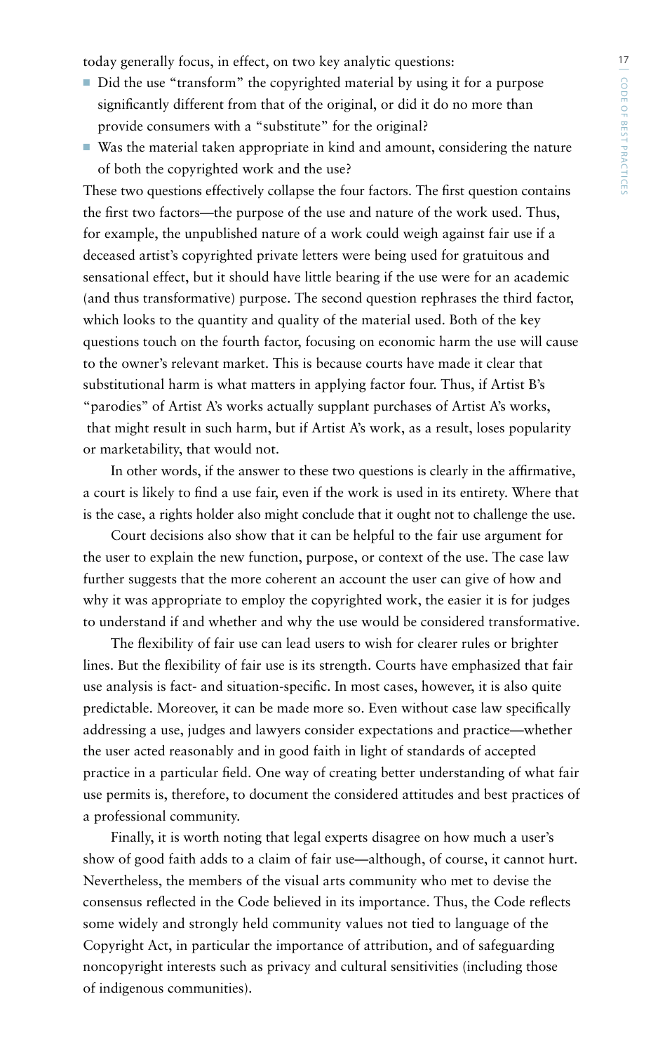today generally focus, in effect, on two key analytic questions:

- Did the use "transform" the copyrighted material by using it for a purpose significantly different from that of the original, or did it do no more than provide consumers with a "substitute" for the original?
- Was the material taken appropriate in kind and amount, considering the nature of both the copyrighted work and the use?

These two questions effectively collapse the four factors. The first question contains the first two factors—the purpose of the use and nature of the work used. Thus, for example, the unpublished nature of a work could weigh against fair use if a deceased artist's copyrighted private letters were being used for gratuitous and sensational effect, but it should have little bearing if the use were for an academic (and thus transformative) purpose. The second question rephrases the third factor, which looks to the quantity and quality of the material used. Both of the key questions touch on the fourth factor, focusing on economic harm the use will cause to the owner's relevant market. This is because courts have made it clear that substitutional harm is what matters in applying factor four. Thus, if Artist B's "parodies" of Artist A's works actually supplant purchases of Artist A's works, that might result in such harm, but if Artist A's work, as a result, loses popularity or marketability, that would not.

In other words, if the answer to these two questions is clearly in the affirmative, a court is likely to find a use fair, even if the work is used in its entirety. Where that is the case, a rights holder also might conclude that it ought not to challenge the use.

Court decisions also show that it can be helpful to the fair use argument for the user to explain the new function, purpose, or context of the use. The case law further suggests that the more coherent an account the user can give of how and why it was appropriate to employ the copyrighted work, the easier it is for judges to understand if and whether and why the use would be considered transformative.

The flexibility of fair use can lead users to wish for clearer rules or brighter lines. But the flexibility of fair use is its strength. Courts have emphasized that fair use analysis is fact- and situation-specific. In most cases, however, it is also quite predictable. Moreover, it can be made more so. Even without case law specifically addressing a use, judges and lawyers consider expectations and practice—whether the user acted reasonably and in good faith in light of standards of accepted practice in a particular field. One way of creating better understanding of what fair use permits is, therefore, to document the considered attitudes and best practices of a professional community.

Finally, it is worth noting that legal experts disagree on how much a user's show of good faith adds to a claim of fair use—although, of course, it cannot hurt. Nevertheless, the members of the visual arts community who met to devise the consensus reflected in the Code believed in its importance. Thus, the Code reflects some widely and strongly held community values not tied to language of the Copyright Act, in particular the importance of attribution, and of safeguarding noncopyright interests such as privacy and cultural sensitivities (including those of indigenous communities).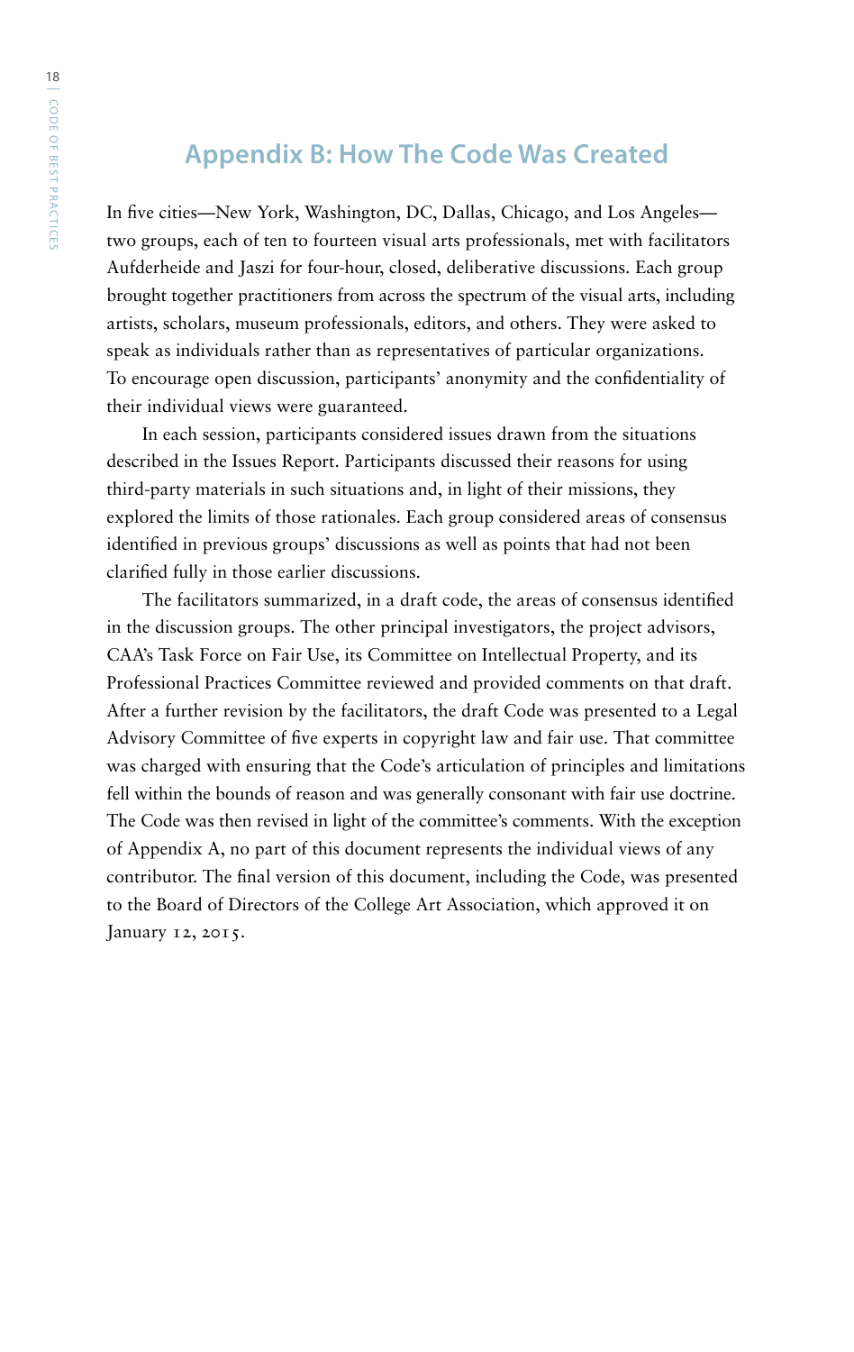## Appendix B: How The Code Was Created

In five cities—New York, Washington, DC, Dallas, Chicago, and Los Angeles—two groups, each of ten to fourteen visual arts professionals, met with facilitators Aufderheide and Jaszi for four-hour, closed, deliberative discussions. Each group brought together practitioners from across the spectrum of the visual arts, including artists, scholars, museum professionals, editors, and others. They were asked to speak as individuals rather than as representatives of particular organizations. To encourage open discussion, participants' anonymity and the confidentiality of their individual views were guaranteed.

In each session, participants considered issues drawn from the situations described in the Issues Report. Participants discussed their reasons for using third-party materials in such situations and, in light of their missions, they explored the limits of those rationales. Each group considered areas of consensus identified in previous groups' discussions as well as points that had not been clarified fully in those earlier discussions.

The facilitators summarized, in a draft code, the areas of consensus identified in the discussion groups. The other principal investigators, the project advisors, CAA's Task Force on Fair Use, its Committee on Intellectual Property, and its Professional Practices Committee reviewed and provided comments on that draft. After a further revision by the facilitators, the draft Code was presented to a Legal Advisory Committee of five experts in copyright law and fair use. That committee was charged with ensuring that the Code's articulation of principles and limitations fell within the bounds of reason and was generally consonant with fair use doctrine. The Code was then revised in light of the committee's comments. With the exception of Appendix A, no part of this document represents the individual views of any contributor. The final version of this document, including the Code, was presented to the Board of Directors of the College Art Association, which approved it on January 12, 2015.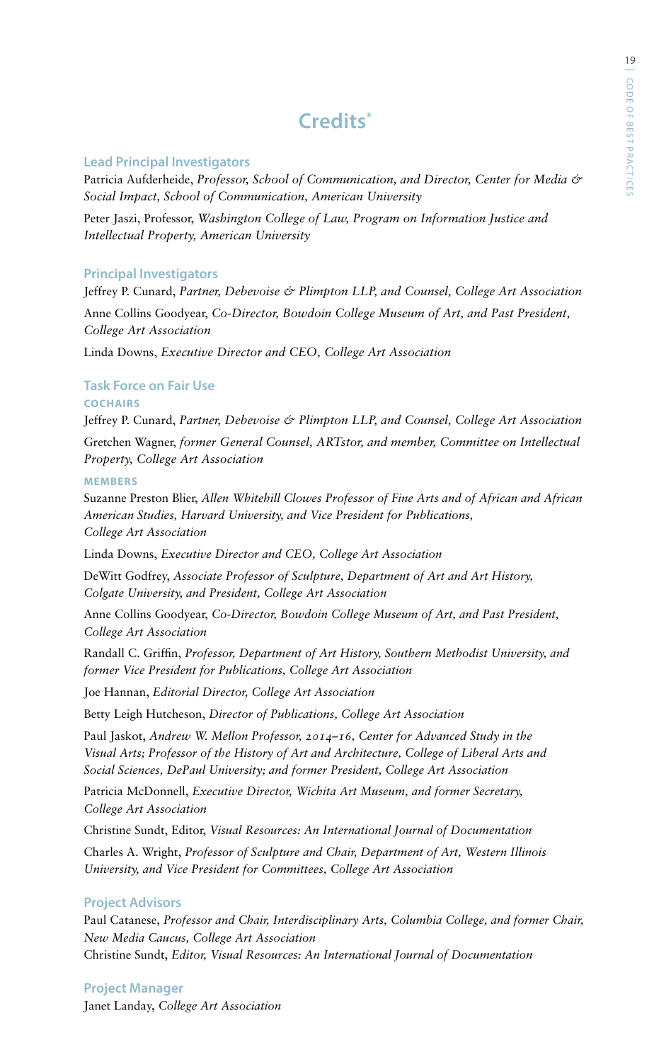# Credits*

## Lead Principal Investigators

Patricia Aufderheide, *Professor, School of Communication, and Director, Center for Media & Social Impact, School of Communication, American University*

Peter Jaszi, Professor, *Washington College of Law, Program on Information Justice and Intellectual Property, American University*

## Principal Investigators

Jeffrey P. Cunard, *Partner, Debevoise & Plimpton LLP, and Counsel, College Art Association*

Anne Collins Goodyear, *Co-Director, Bowdoin College Museum of Art, and Past President, College Art Association*

Linda Downs, *Executive Director and CEO, College Art Association*

## Task Force on Fair Use

### COCHAIRS

Jeffrey P. Cunard, *Partner, Debevoise & Plimpton LLP, and Counsel, College Art Association*

Gretchen Wagner, *former General Counsel, ARTstor, and member, Committee on Intellectual Property, College Art Association*

### MEMBERS

Suzanne Preston Blier, *Allen Whitehill Clowes Professor of Fine Arts and of African and African American Studies, Harvard University, and Vice President for Publications, College Art Association*

Linda Downs, *Executive Director and CEO, College Art Association*

DeWitt Godfrey, *Associate Professor of Sculpture, Department of Art and Art History, Colgate University, and President, College Art Association*

Anne Collins Goodyear, *Co-Director, Bowdoin College Museum of Art, and Past President, College Art Association*

Randall C. Griffin, *Professor, Department of Art History, Southern Methodist University, and former Vice President for Publications, College Art Association*

Joe Hannan, *Editorial Director, College Art Association*

Betty Leigh Hutcheson, *Director of Publications, College Art Association*

Paul Jaskot, *Andrew W. Mellon Professor, 2014–16, Center for Advanced Study in the Visual Arts; Professor of the History of Art and Architecture, College of Liberal Arts and Social Sciences, DePaul University; and former President, College Art Association*

Patricia McDonnell, *Executive Director, Wichita Art Museum, and former Secretary, College Art Association*

Christine Sundt, Editor, *Visual Resources: An International Journal of Documentation*

Charles A. Wright, *Professor of Sculpture and Chair, Department of Art, Western Illinois University, and Vice President for Committees, College Art Association*

## Project Advisors

Paul Catanese, *Professor and Chair, Interdisciplinary Arts, Columbia College, and former Chair, New Media Caucus, College Art Association*

Christine Sundt, *Editor, Visual Resources: An International Journal of Documentation*

## Project Manager

Janet Landay, *College Art Association*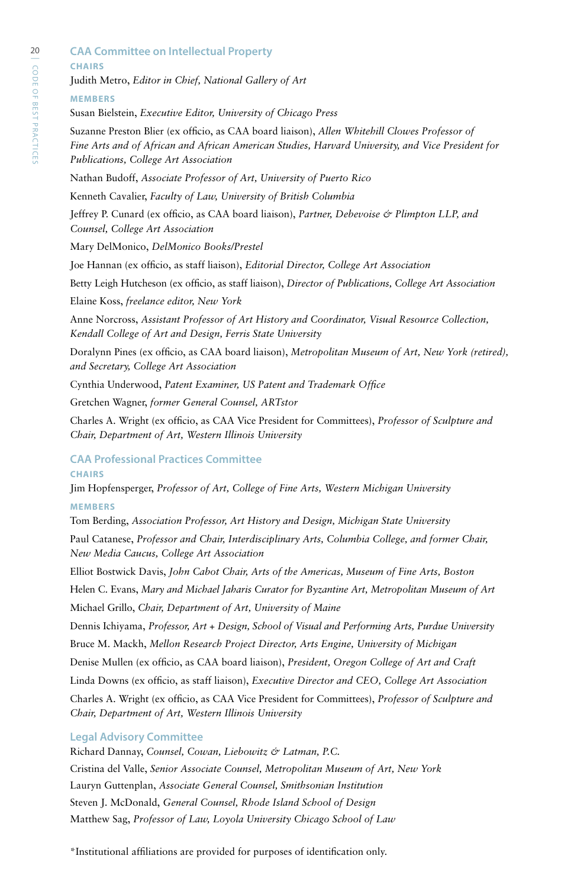## CAA Committee on Intellectual Property

#### CHAIRS

Judith Metro, *Editor in Chief, National Gallery of Art*

#### MEMBERS

Susan Bielstein, *Executive Editor, University of Chicago Press*

Suzanne Preston Blier (ex officio, as CAA board liaison), *Allen Whitehill Clowes Professor of Fine Arts and of African and African American Studies, Harvard University, and Vice President for Publications, College Art Association*

Nathan Budoff, *Associate Professor of Art, University of Puerto Rico*

Kenneth Cavalier, *Faculty of Law, University of British Columbia*

Jeffrey P. Cunard (ex officio, as CAA board liaison), *Partner, Debevoise & Plimpton LLP, and Counsel, College Art Association*

Mary DelMonico, *DelMonico Books/Prestel*

Joe Hannan (ex officio, as staff liaison), *Editorial Director, College Art Association*

Betty Leigh Hutcheson (ex officio, as staff liaison), *Director of Publications, College Art Association*

Elaine Koss, *freelance editor, New York*

Anne Norcross, *Assistant Professor of Art History and Coordinator, Visual Resource Collection, Kendall College of Art and Design, Ferris State University*

Doralynn Pines (ex officio, as CAA board liaison), *Metropolitan Museum of Art, New York (retired), and Secretary, College Art Association*

Cynthia Underwood, *Patent Examiner, US Patent and Trademark Office*

Gretchen Wagner, *former General Counsel, ARTstor*

Charles A. Wright (ex officio, as CAA Vice President for Committees), *Professor of Sculpture and Chair, Department of Art, Western Illinois University*

## CAA Professional Practices Committee

#### CHAIRS

Jim Hopfensperger, *Professor of Art, College of Fine Arts, Western Michigan University*

#### MEMBERS

Tom Berding, *Association Professor, Art History and Design, Michigan State University*

Paul Catanese, *Professor and Chair, Interdisciplinary Arts, Columbia College, and former Chair, New Media Caucus, College Art Association*

Elliot Bostwick Davis, *John Cabot Chair, Arts of the Americas, Museum of Fine Arts, Boston*

Helen C. Evans, *Mary and Michael Jaharis Curator for Byzantine Art, Metropolitan Museum of Art*

Michael Grillo, *Chair, Department of Art, University of Maine*

Dennis Ichiyama, *Professor, Art + Design, School of Visual and Performing Arts, Purdue University*

Bruce M. Mackh, *Mellon Research Project Director, Arts Engine, University of Michigan*

Denise Mullen (ex officio, as CAA board liaison), *President, Oregon College of Art and Craft*

Linda Downs (ex officio, as staff liaison), *Executive Director and CEO, College Art Association*

Charles A. Wright (ex officio, as CAA Vice President for Committees), *Professor of Sculpture and Chair, Department of Art, Western Illinois University*

## Legal Advisory Committee

Richard Dannay, *Counsel, Cowan, Liebowitz & Latman, P.C.*

Cristina del Valle, *Senior Associate Counsel, Metropolitan Museum of Art, New York*

Lauryn Guttenplan, *Associate General Counsel, Smithsonian Institution*

Steven J. McDonald, *General Counsel, Rhode Island School of Design*

Matthew Sag, *Professor of Law, Loyola University Chicago School of Law*

*Institutional affiliations are provided for purposes of identification only.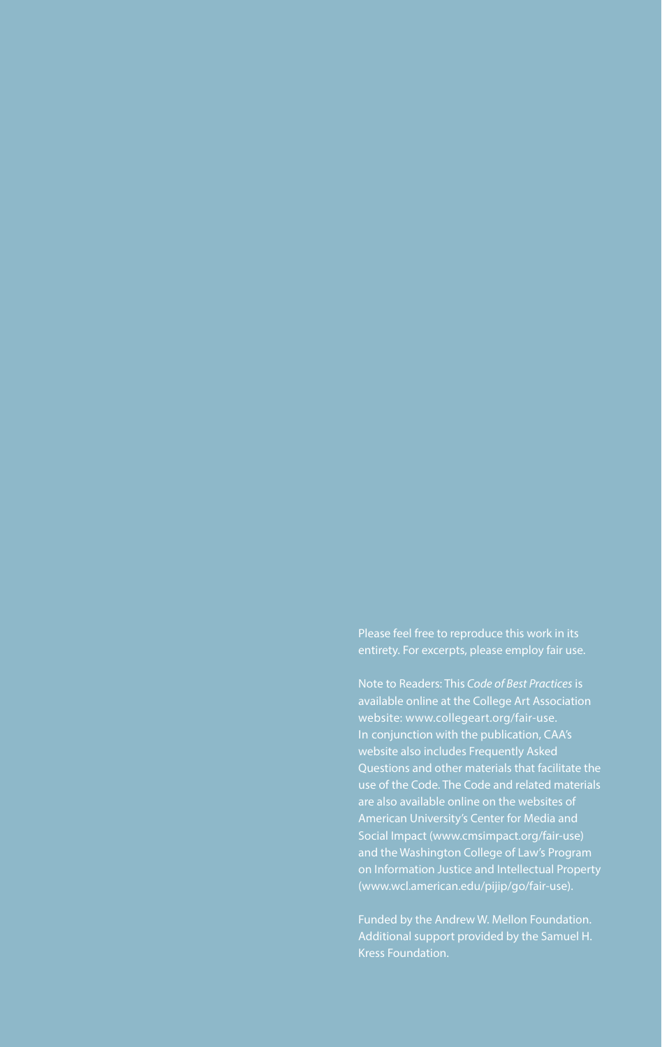Please feel free to reproduce this work in its entirety. For excerpts, please employ fair use.

Note to Readers: This *Code of Best Practices* is available online at the College Art Association website: www.collegeart.org/fair-use. In conjunction with the publication, CAA's website also includes Frequently Asked Questions and other materials that facilitate the use of the Code. The Code and related materials are also available online on the websites of American University's Center for Media and Social Impact (www.cmsimpact.org/fair-use) and the Washington College of Law's Program on Information Justice and Intellectual Property (www.wcl.american.edu/pijip/go/fair-use).

Funded by the Andrew W. Mellon Foundation. Additional support provided by the Samuel H. Kress Foundation.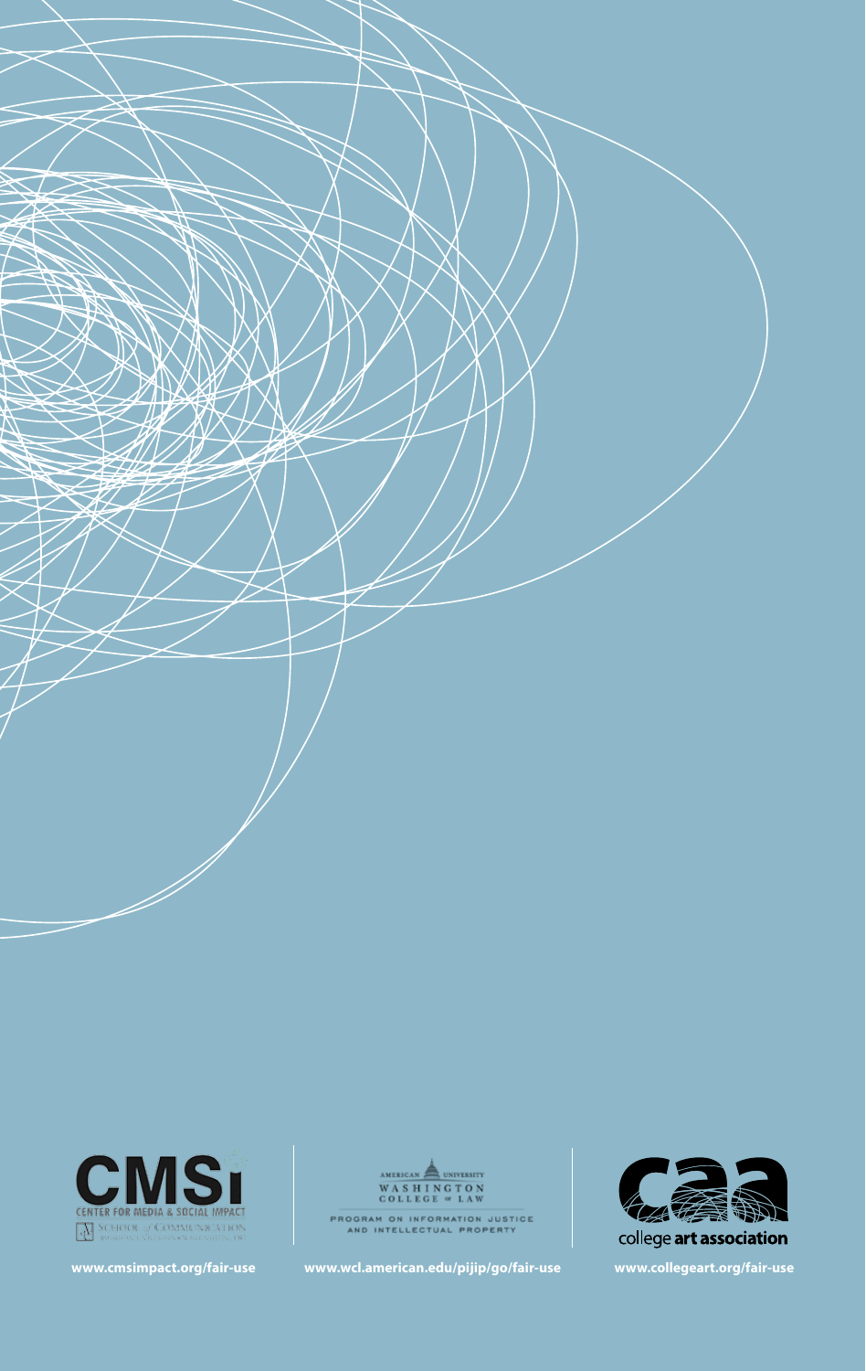CMSI
CENTER FOR MEDIA & SOCIAL IMPACT
SCHOOL of COMMUNICATION

AMERICAN UNIVERSITY
WASHINGTON COLLEGE of LAW
PROGRAM ON INFORMATION JUSTICE AND INTELLECTUAL PROPERTY

caa
college art association

www.cmsimpact.org/fair-use

www.wcl.american.edu/pijip/go/fair-use

www.collegeart.org/fair-use